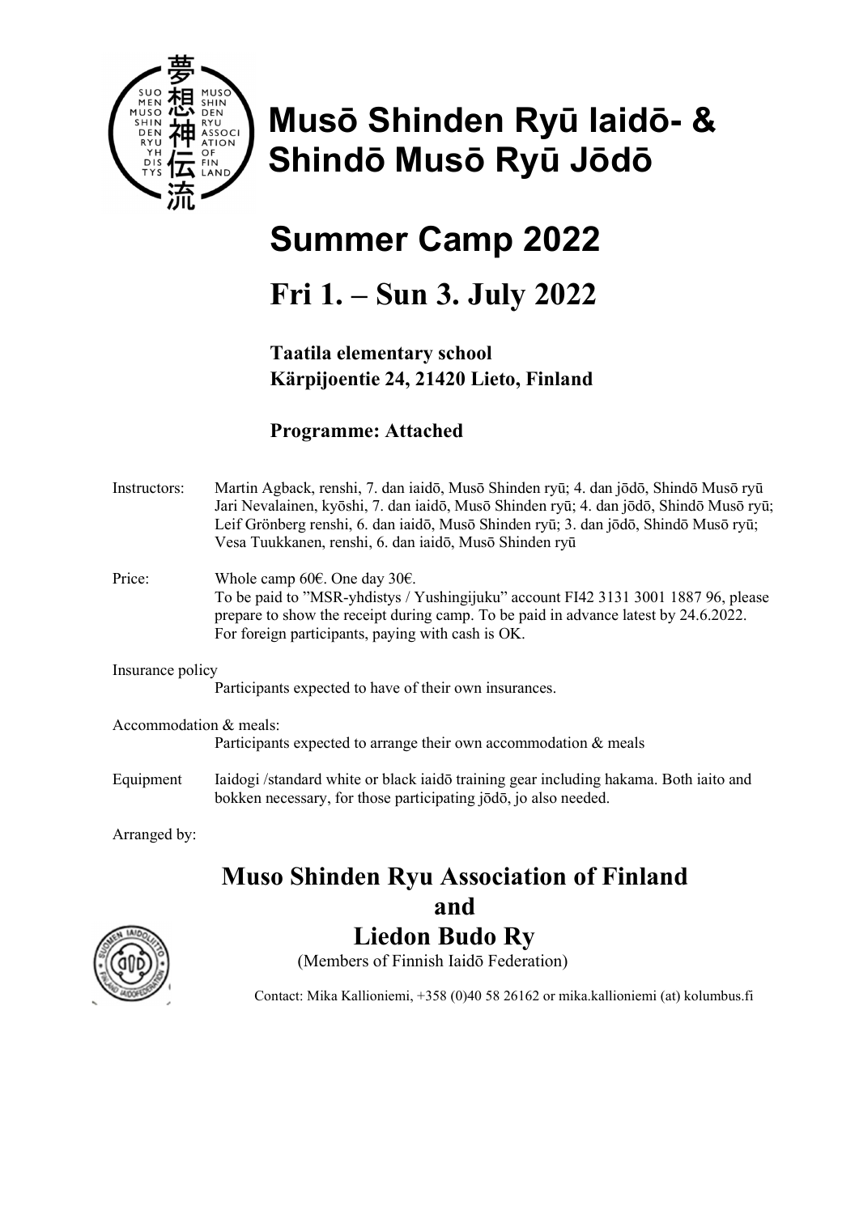# Musō Shinden Ryū Iaidō- & Shindō Musō Ryū Jōdō

# Summer Camp 2022

## Fri 1. – Sun 3. July 2022

**Taatila elementary school**
**Kärpijoentie 24, 21420 Lieto, Finland**

**Programme: Attached**

Instructors: Martin Agback, renshi, 7. dan iaidō, Musō Shinden ryū; 4. dan jōdō, Shindō Musō ryū
Jari Nevalainen, kyōshi, 7. dan iaidō, Musō Shinden ryū; 4. dan jōdō, Shindō Musō ryū;
Leif Grönberg renshi, 6. dan iaidō, Musō Shinden ryū; 3. dan jōdō, Shindō Musō ryū;
Vesa Tuukkanen, renshi, 6. dan iaidō, Musō Shinden ryū

Price: Whole camp 60€. One day 30€.
To be paid to "MSR-yhdistys / Yushingijuku" account FI42 3131 3001 1887 96, please prepare to show the receipt during camp. To be paid in advance latest by 24.6.2022.
For foreign participants, paying with cash is OK.

Insurance policy
Participants expected to have of their own insurances.

Accommodation & meals:
Participants expected to arrange their own accommodation & meals

Equipment Iaidogi /standard white or black iaidō training gear including hakama. Both iaito and bokken necessary, for those participating jōdō, jo also needed.

Arranged by:

## Muso Shinden Ryu Association of Finland and Liedon Budo Ry

(Members of Finnish Iaidō Federation)

Contact: Mika Kallioniemi, +358 (0)40 58 26162 or mika.kallioniemi (at) kolumbus.fi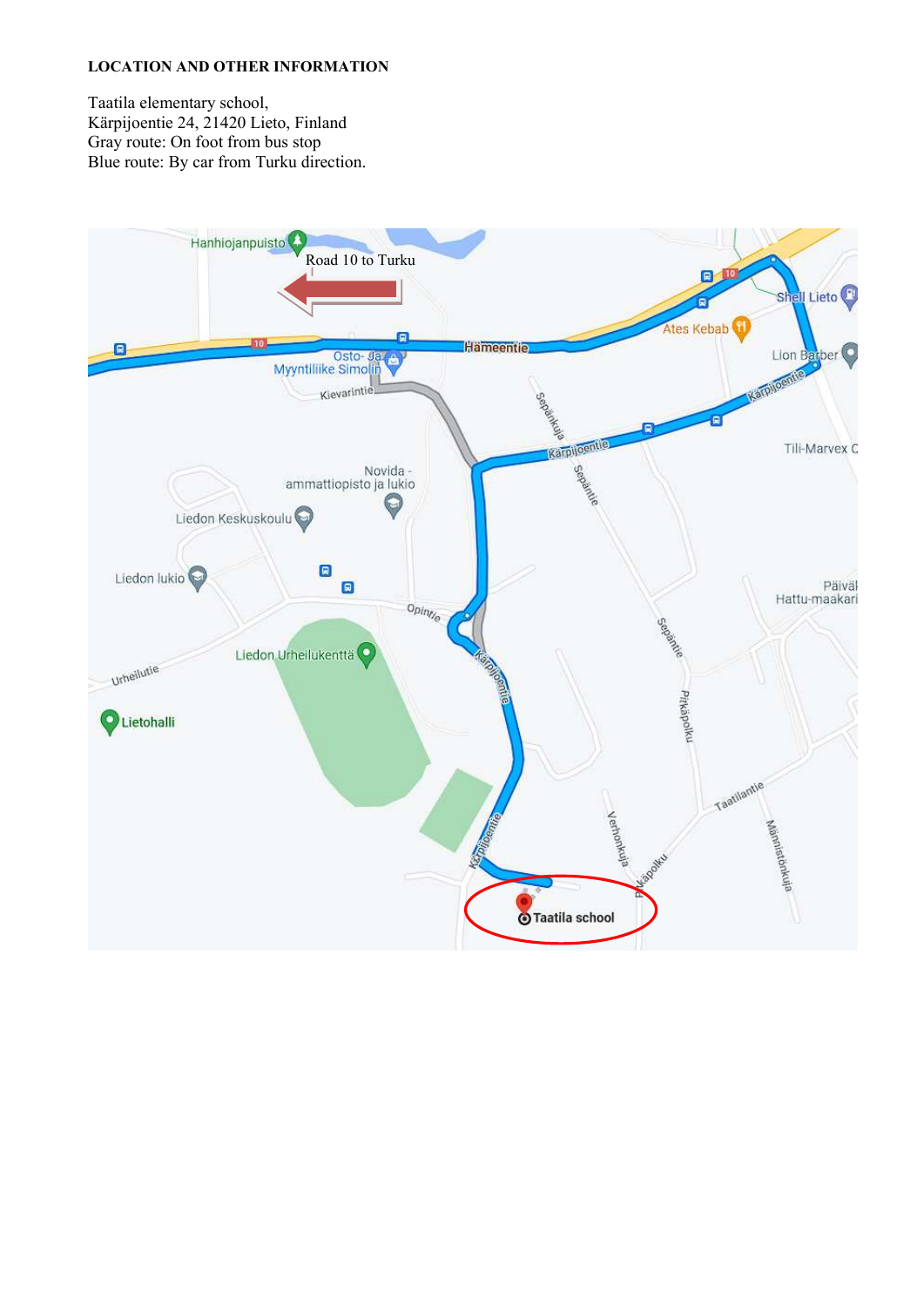**LOCATION AND OTHER INFORMATION**

Taatila elementary school,
Kärpijoentie 24, 21420 Lieto, Finland
Gray route: On foot from bus stop
Blue route: By car from Turku direction.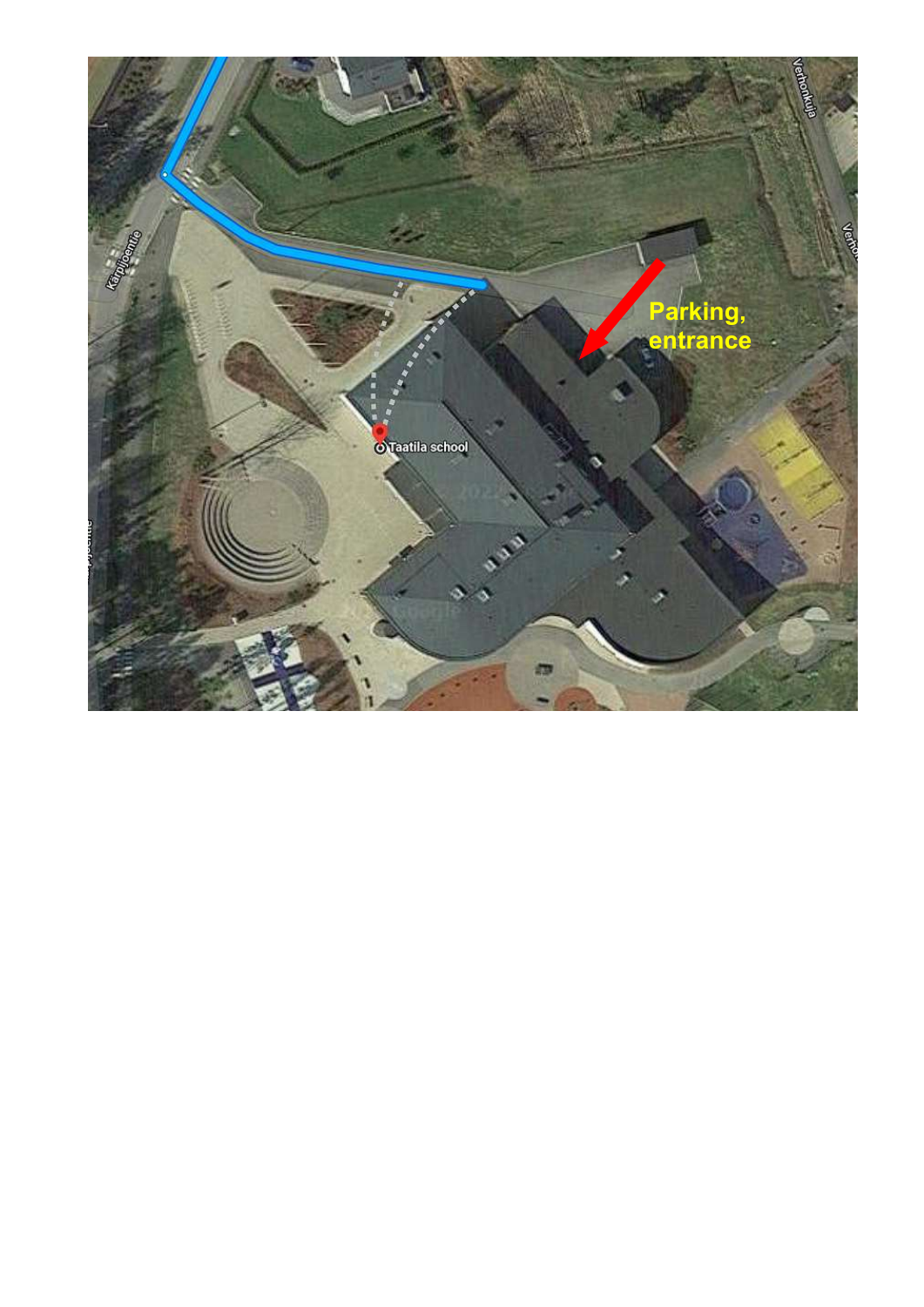Parking,
entrance

Taatila school

Karpijoentie

Verhonkuja